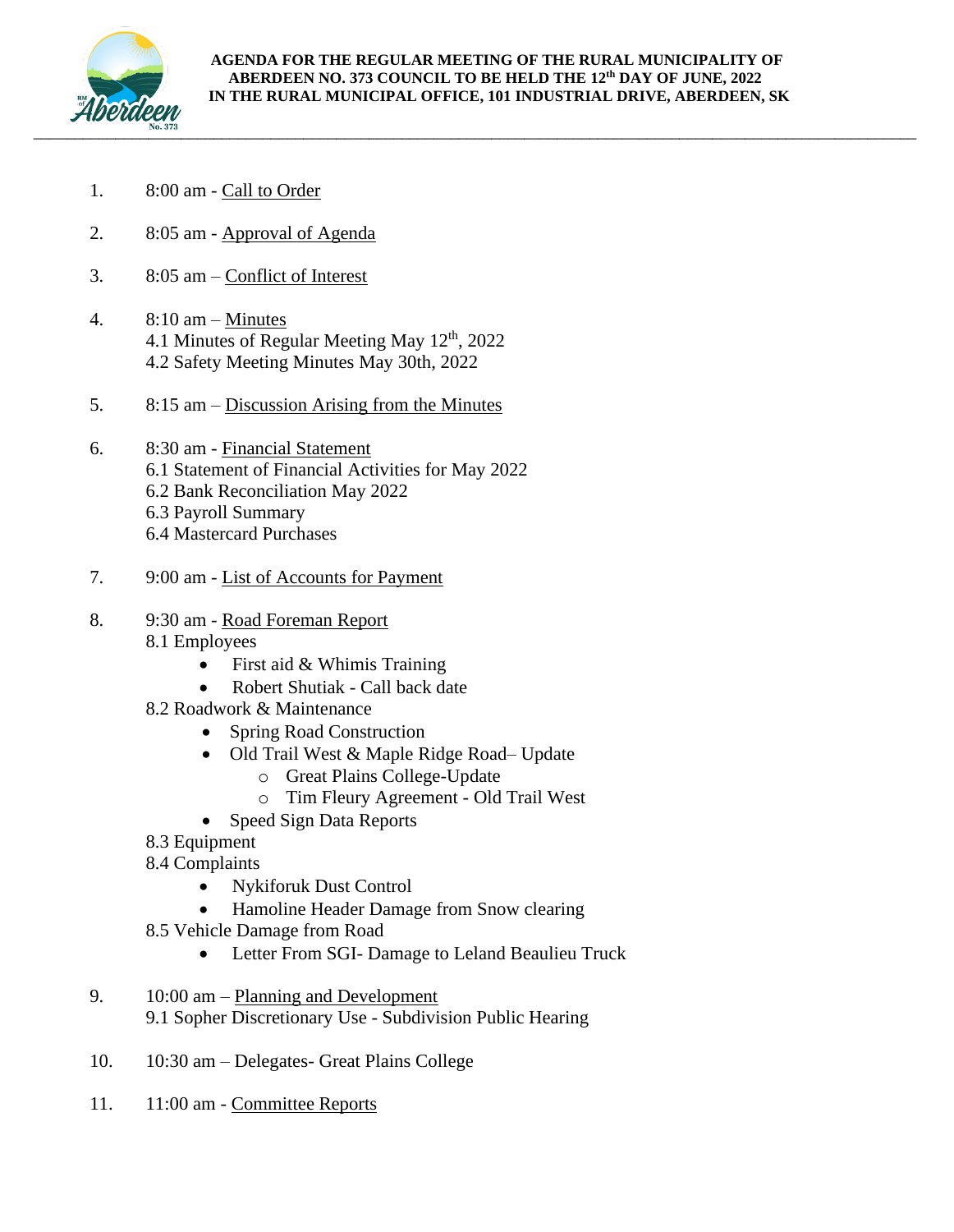**AGENDA FOR THE REGULAR MEETING OF THE RURAL MUNICIPALITY OF ABERDEEN NO. 373 COUNCIL TO BE HELD THE 12th DAY OF JUNE, 2022 IN THE RURAL MUNICIPAL OFFICE, 101 INDUSTRIAL DRIVE, ABERDEEN, SK**

---

1. 8:00 am - Call to Order

2. 8:05 am - Approval of Agenda

3. 8:05 am – Conflict of Interest

4. 8:10 am – Minutes
   4.1 Minutes of Regular Meeting May 12th, 2022
   4.2 Safety Meeting Minutes May 30th, 2022

5. 8:15 am – Discussion Arising from the Minutes

6. 8:30 am - Financial Statement
   6.1 Statement of Financial Activities for May 2022
   6.2 Bank Reconciliation May 2022
   6.3 Payroll Summary
   6.4 Mastercard Purchases

7. 9:00 am - List of Accounts for Payment

8. 9:30 am - Road Foreman Report
   8.1 Employees
   - First aid & Whimis Training
   - Robert Shutiak - Call back date

   8.2 Roadwork & Maintenance
   - Spring Road Construction
   - Old Trail West & Maple Ridge Road– Update
     - Great Plains College-Update
     - Tim Fleury Agreement - Old Trail West
   - Speed Sign Data Reports

   8.3 Equipment
   8.4 Complaints
   - Nykiforuk Dust Control
   - Hamoline Header Damage from Snow clearing

   8.5 Vehicle Damage from Road
   - Letter From SGI- Damage to Leland Beaulieu Truck

9. 10:00 am – Planning and Development
   9.1 Sopher Discretionary Use - Subdivision Public Hearing

10. 10:30 am – Delegates- Great Plains College

11. 11:00 am - Committee Reports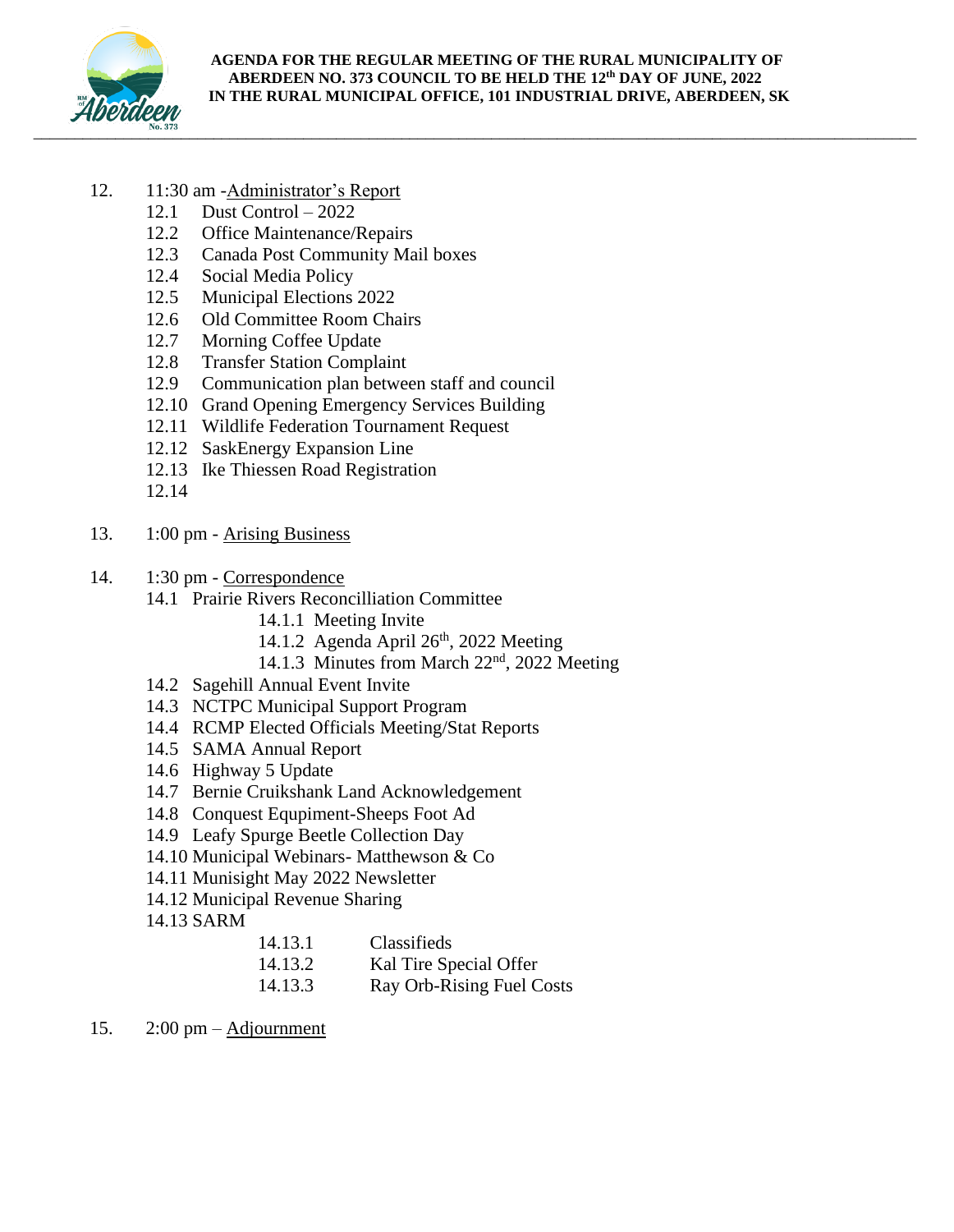**AGENDA FOR THE REGULAR MEETING OF THE RURAL MUNICIPALITY OF ABERDEEN NO. 373 COUNCIL TO BE HELD THE 12th DAY OF JUNE, 2022 IN THE RURAL MUNICIPAL OFFICE, 101 INDUSTRIAL DRIVE, ABERDEEN, SK**

12. 11:30 am - Administrator's Report
    - 12.1 Dust Control – 2022
    - 12.2 Office Maintenance/Repairs
    - 12.3 Canada Post Community Mail boxes
    - 12.4 Social Media Policy
    - 12.5 Municipal Elections 2022
    - 12.6 Old Committee Room Chairs
    - 12.7 Morning Coffee Update
    - 12.8 Transfer Station Complaint
    - 12.9 Communication plan between staff and council
    - 12.10 Grand Opening Emergency Services Building
    - 12.11 Wildlife Federation Tournament Request
    - 12.12 SaskEnergy Expansion Line
    - 12.13 Ike Thiessen Road Registration
    - 12.14

13. 1:00 pm - Arising Business

14. 1:30 pm - Correspondence
    - 14.1 Prairie Rivers Reconcilliation Committee
        - 14.1.1 Meeting Invite
        - 14.1.2 Agenda April 26th, 2022 Meeting
        - 14.1.3 Minutes from March 22nd, 2022 Meeting
    - 14.2 Sagehill Annual Event Invite
    - 14.3 NCTPC Municipal Support Program
    - 14.4 RCMP Elected Officials Meeting/Stat Reports
    - 14.5 SAMA Annual Report
    - 14.6 Highway 5 Update
    - 14.7 Bernie Cruikshank Land Acknowledgement
    - 14.8 Conquest Equpiment-Sheeps Foot Ad
    - 14.9 Leafy Spurge Beetle Collection Day
    - 14.10 Municipal Webinars- Matthewson & Co
    - 14.11 Munisight May 2022 Newsletter
    - 14.12 Municipal Revenue Sharing
    - 14.13 SARM
        - 14.13.1 Classifieds
        - 14.13.2 Kal Tire Special Offer
        - 14.13.3 Ray Orb-Rising Fuel Costs

15. 2:00 pm – Adjournment